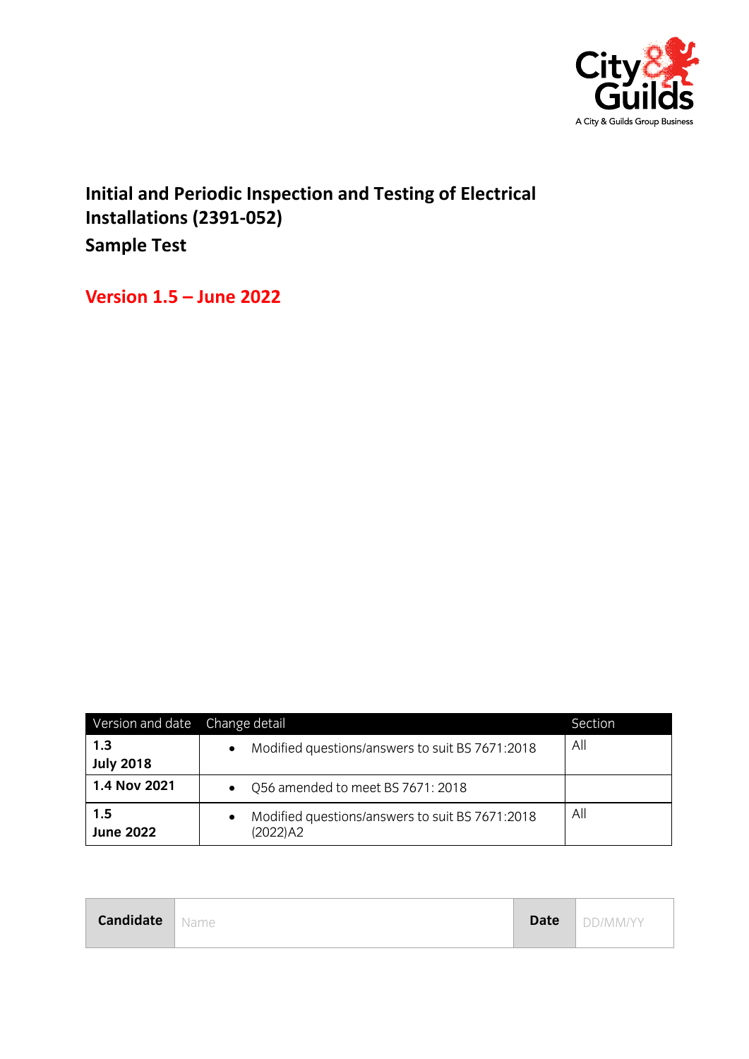City & Guilds
A City & Guilds Group Business

# Initial and Periodic Inspection and Testing of Electrical Installations (2391-052)

## Sample Test

**Version 1.5 – June 2022**

| Version and date | Change detail | Section |
|---|---|---|
| **1.3 July 2018** | • Modified questions/answers to suit BS 7671:2018 | All |
| **1.4 Nov 2021** | • Q56 amended to meet BS 7671: 2018 | |
| **1.5 June 2022** | • Modified questions/answers to suit BS 7671:2018 (2022)A2 | All |

| **Candidate** | Name | **Date** | DD/MM/YY |
|---|---|---|---|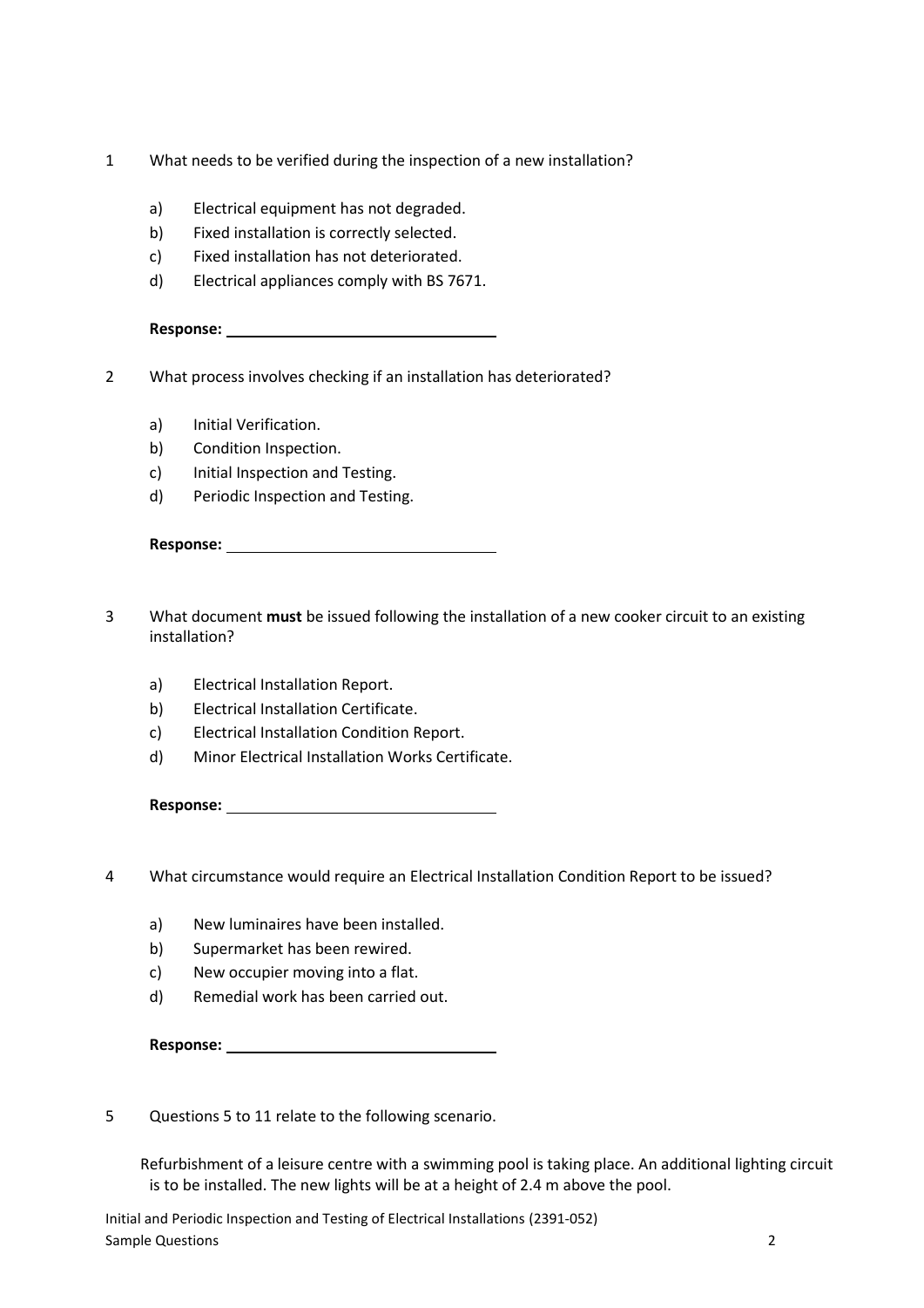1 What needs to be verified during the inspection of a new installation?

a) Electrical equipment has not degraded.
b) Fixed installation is correctly selected.
c) Fixed installation has not deteriorated.
d) Electrical appliances comply with BS 7671.

**Response:** ______________________________

2 What process involves checking if an installation has deteriorated?

a) Initial Verification.
b) Condition Inspection.
c) Initial Inspection and Testing.
d) Periodic Inspection and Testing.

**Response:** ______________________________

3 What document **must** be issued following the installation of a new cooker circuit to an existing installation?

a) Electrical Installation Report.
b) Electrical Installation Certificate.
c) Electrical Installation Condition Report.
d) Minor Electrical Installation Works Certificate.

**Response:** ______________________________

4 What circumstance would require an Electrical Installation Condition Report to be issued?

a) New luminaires have been installed.
b) Supermarket has been rewired.
c) New occupier moving into a flat.
d) Remedial work has been carried out.

**Response:** ______________________________

5 Questions 5 to 11 relate to the following scenario.

Refurbishment of a leisure centre with a swimming pool is taking place. An additional lighting circuit is to be installed. The new lights will be at a height of 2.4 m above the pool.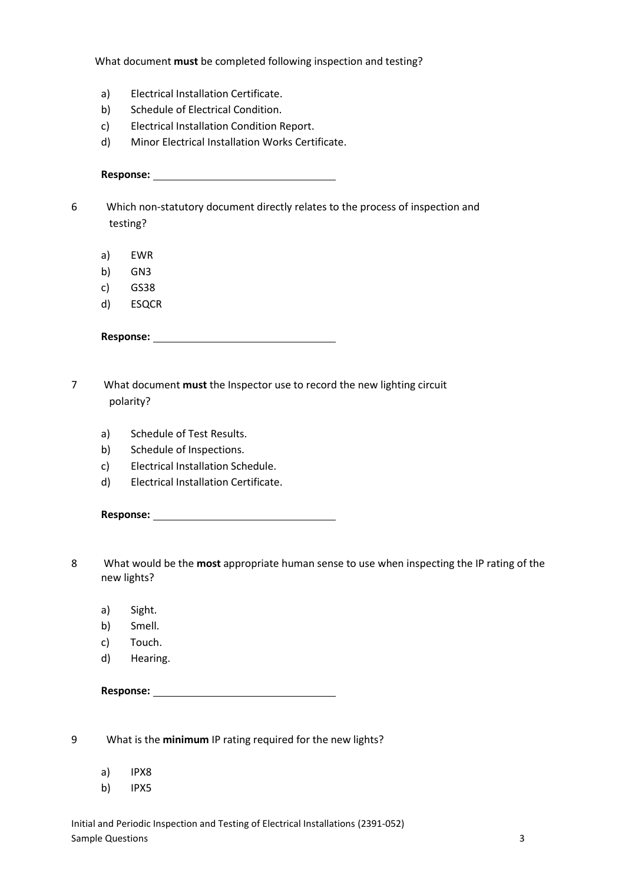What document **must** be completed following inspection and testing?

a) Electrical Installation Certificate.
b) Schedule of Electrical Condition.
c) Electrical Installation Condition Report.
d) Minor Electrical Installation Works Certificate.

**Response:** ______________________________

6 Which non-statutory document directly relates to the process of inspection and testing?

a) EWR
b) GN3
c) GS38
d) ESQCR

**Response:** ______________________________

7 What document **must** the Inspector use to record the new lighting circuit polarity?

a) Schedule of Test Results.
b) Schedule of Inspections.
c) Electrical Installation Schedule.
d) Electrical Installation Certificate.

**Response:** ______________________________

8 What would be the **most** appropriate human sense to use when inspecting the IP rating of the new lights?

a) Sight.
b) Smell.
c) Touch.
d) Hearing.

**Response:** ______________________________

9 What is the **minimum** IP rating required for the new lights?

a) IPX8
b) IPX5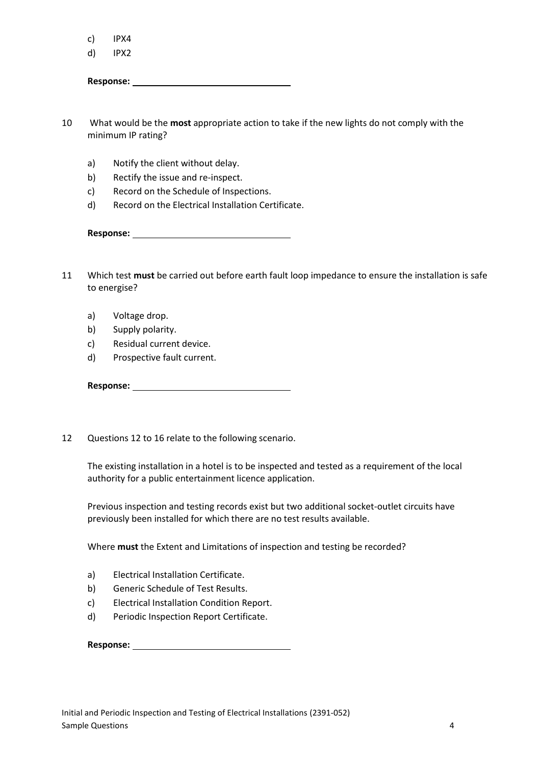c) IPX4
d) IPX2

**Response:** ______________________________

10 What would be the **most** appropriate action to take if the new lights do not comply with the minimum IP rating?

a) Notify the client without delay.
b) Rectify the issue and re-inspect.
c) Record on the Schedule of Inspections.
d) Record on the Electrical Installation Certificate.

**Response:** ______________________________

11 Which test **must** be carried out before earth fault loop impedance to ensure the installation is safe to energise?

a) Voltage drop.
b) Supply polarity.
c) Residual current device.
d) Prospective fault current.

**Response:** ______________________________

12 Questions 12 to 16 relate to the following scenario.

The existing installation in a hotel is to be inspected and tested as a requirement of the local authority for a public entertainment licence application.

Previous inspection and testing records exist but two additional socket-outlet circuits have previously been installed for which there are no test results available.

Where **must** the Extent and Limitations of inspection and testing be recorded?

a) Electrical Installation Certificate.
b) Generic Schedule of Test Results.
c) Electrical Installation Condition Report.
d) Periodic Inspection Report Certificate.

**Response:** ______________________________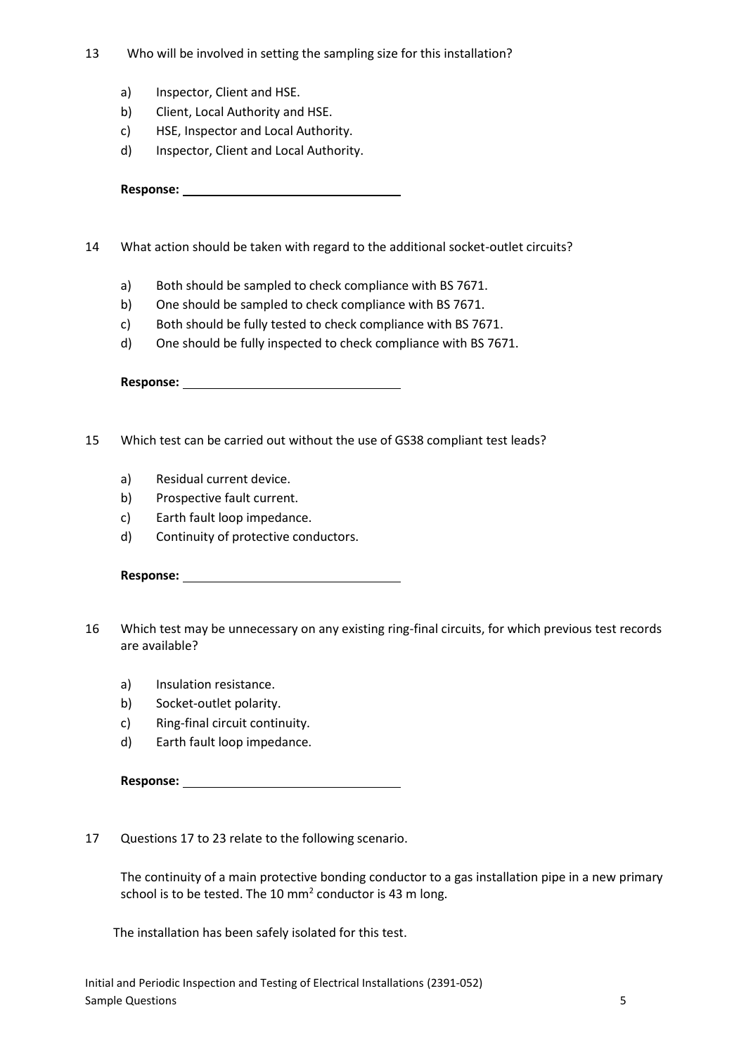13 Who will be involved in setting the sampling size for this installation?

a) Inspector, Client and HSE.
b) Client, Local Authority and HSE.
c) HSE, Inspector and Local Authority.
d) Inspector, Client and Local Authority.

**Response:** ________________________________

14 What action should be taken with regard to the additional socket-outlet circuits?

a) Both should be sampled to check compliance with BS 7671.
b) One should be sampled to check compliance with BS 7671.
c) Both should be fully tested to check compliance with BS 7671.
d) One should be fully inspected to check compliance with BS 7671.

**Response:** ________________________________

15 Which test can be carried out without the use of GS38 compliant test leads?

a) Residual current device.
b) Prospective fault current.
c) Earth fault loop impedance.
d) Continuity of protective conductors.

**Response:** ________________________________

16 Which test may be unnecessary on any existing ring-final circuits, for which previous test records are available?

a) Insulation resistance.
b) Socket-outlet polarity.
c) Ring-final circuit continuity.
d) Earth fault loop impedance.

**Response:** ________________________________

17 Questions 17 to 23 relate to the following scenario.

The continuity of a main protective bonding conductor to a gas installation pipe in a new primary school is to be tested. The 10 $mm^2$ conductor is 43 m long.

The installation has been safely isolated for this test.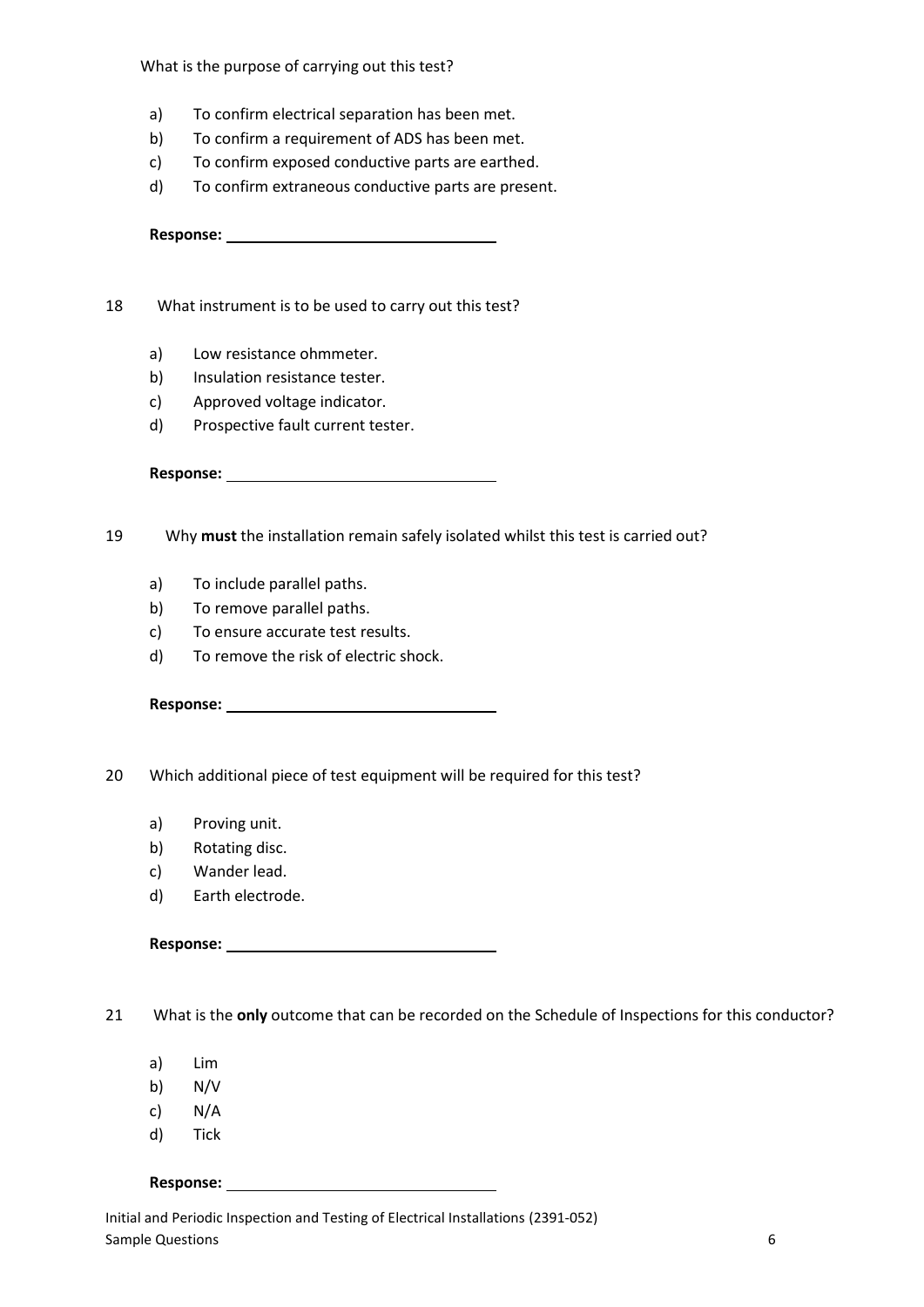What is the purpose of carrying out this test?

a) To confirm electrical separation has been met.
b) To confirm a requirement of ADS has been met.
c) To confirm exposed conductive parts are earthed.
d) To confirm extraneous conductive parts are present.

**Response:** ______________________________

18 What instrument is to be used to carry out this test?

a) Low resistance ohmmeter.
b) Insulation resistance tester.
c) Approved voltage indicator.
d) Prospective fault current tester.

**Response:** ______________________________

19 Why **must** the installation remain safely isolated whilst this test is carried out?

a) To include parallel paths.
b) To remove parallel paths.
c) To ensure accurate test results.
d) To remove the risk of electric shock.

**Response:** ______________________________

20 Which additional piece of test equipment will be required for this test?

a) Proving unit.
b) Rotating disc.
c) Wander lead.
d) Earth electrode.

**Response:** ______________________________

21 What is the **only** outcome that can be recorded on the Schedule of Inspections for this conductor?

a) Lim
b) N/V
c) N/A
d) Tick

**Response:** ______________________________

Initial and Periodic Inspection and Testing of Electrical Installations (2391-052)
Sample Questions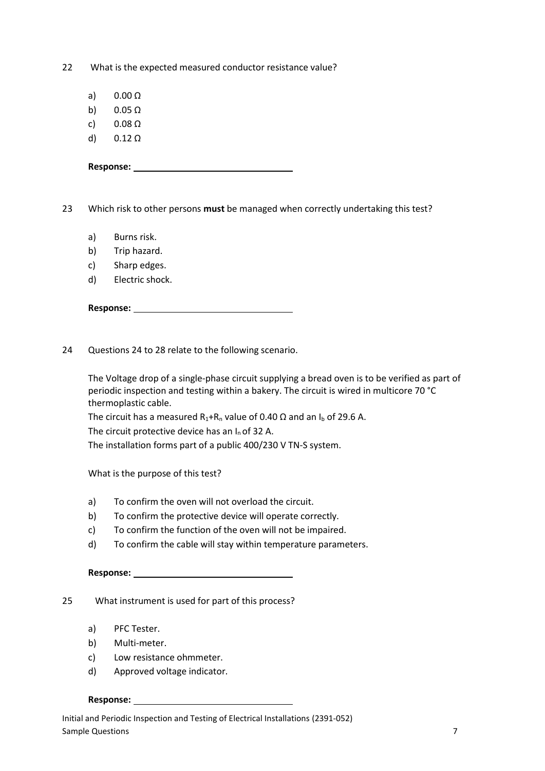22 What is the expected measured conductor resistance value?

a) 0.00 Ω
b) 0.05 Ω
c) 0.08 Ω
d) 0.12 Ω

**Response:** ______________________________

23 Which risk to other persons **must** be managed when correctly undertaking this test?

a) Burns risk.
b) Trip hazard.
c) Sharp edges.
d) Electric shock.

**Response:** ______________________________

24 Questions 24 to 28 relate to the following scenario.

The Voltage drop of a single-phase circuit supplying a bread oven is to be verified as part of periodic inspection and testing within a bakery. The circuit is wired in multicore 70 °C thermoplastic cable.

The circuit has a measured $R_1$+$R_n$ value of 0.40 Ω and an $I_b$ of 29.6 A.

The circuit protective device has an $I_n$ of 32 A.

The installation forms part of a public 400/230 V TN-S system.

What is the purpose of this test?

a) To confirm the oven will not overload the circuit.
b) To confirm the protective device will operate correctly.
c) To confirm the function of the oven will not be impaired.
d) To confirm the cable will stay within temperature parameters.

**Response:** ______________________________

25 What instrument is used for part of this process?

a) PFC Tester.
b) Multi-meter.
c) Low resistance ohmmeter.
d) Approved voltage indicator.

**Response:** ______________________________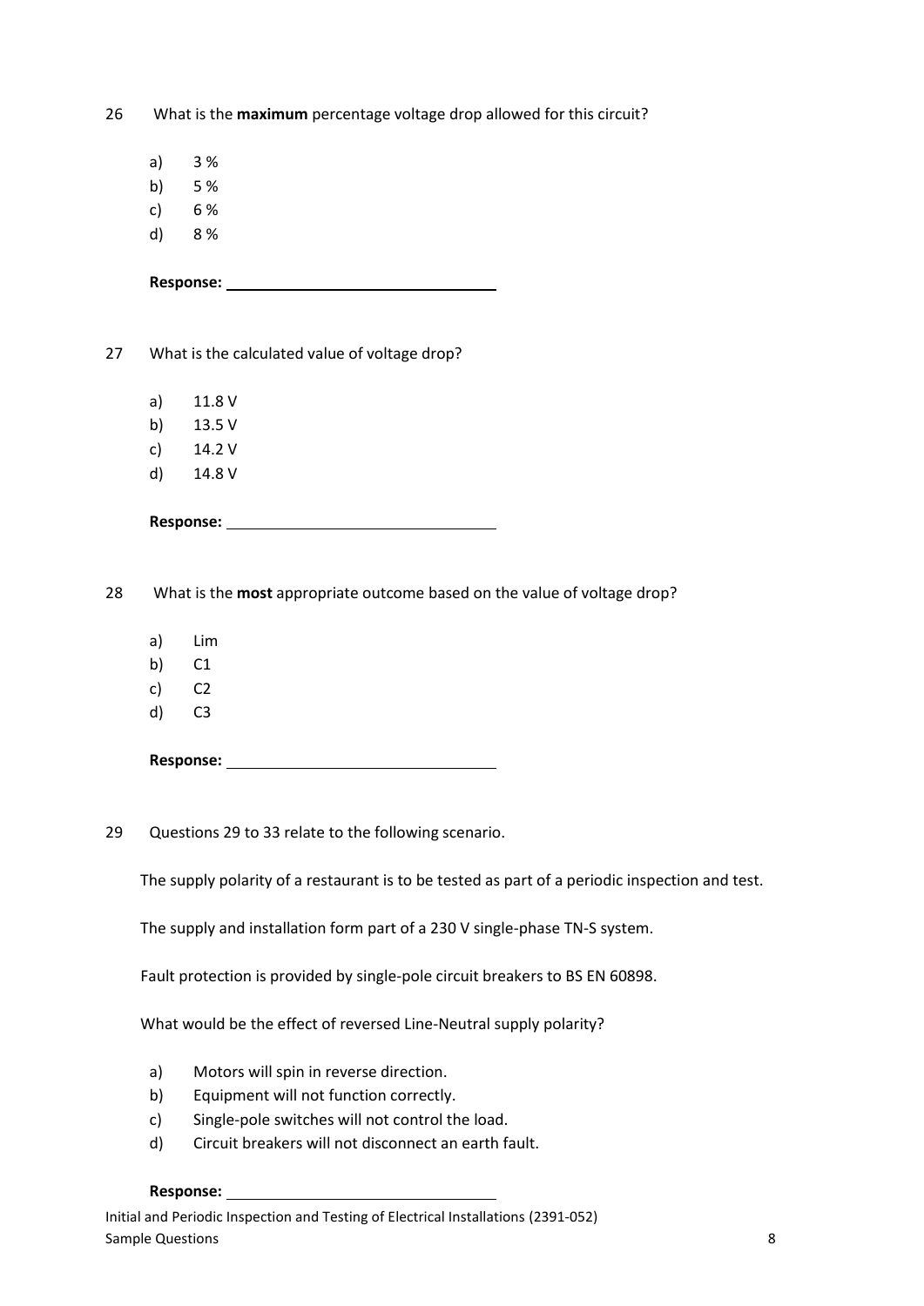26 What is the **maximum** percentage voltage drop allowed for this circuit?

- a) 3 %
- b) 5 %
- c) 6 %
- d) 8 %

**Response:** ________________________________

27 What is the calculated value of voltage drop?

- a) 11.8 V
- b) 13.5 V
- c) 14.2 V
- d) 14.8 V

**Response:** ________________________________

28 What is the **most** appropriate outcome based on the value of voltage drop?

- a) Lim
- b) C1
- c) C2
- d) C3

**Response:** ________________________________

29 Questions 29 to 33 relate to the following scenario.

The supply polarity of a restaurant is to be tested as part of a periodic inspection and test.

The supply and installation form part of a 230 V single-phase TN-S system.

Fault protection is provided by single-pole circuit breakers to BS EN 60898.

What would be the effect of reversed Line-Neutral supply polarity?

- a) Motors will spin in reverse direction.
- b) Equipment will not function correctly.
- c) Single-pole switches will not control the load.
- d) Circuit breakers will not disconnect an earth fault.

**Response:** ________________________________

Initial and Periodic Inspection and Testing of Electrical Installations (2391-052)
Sample Questions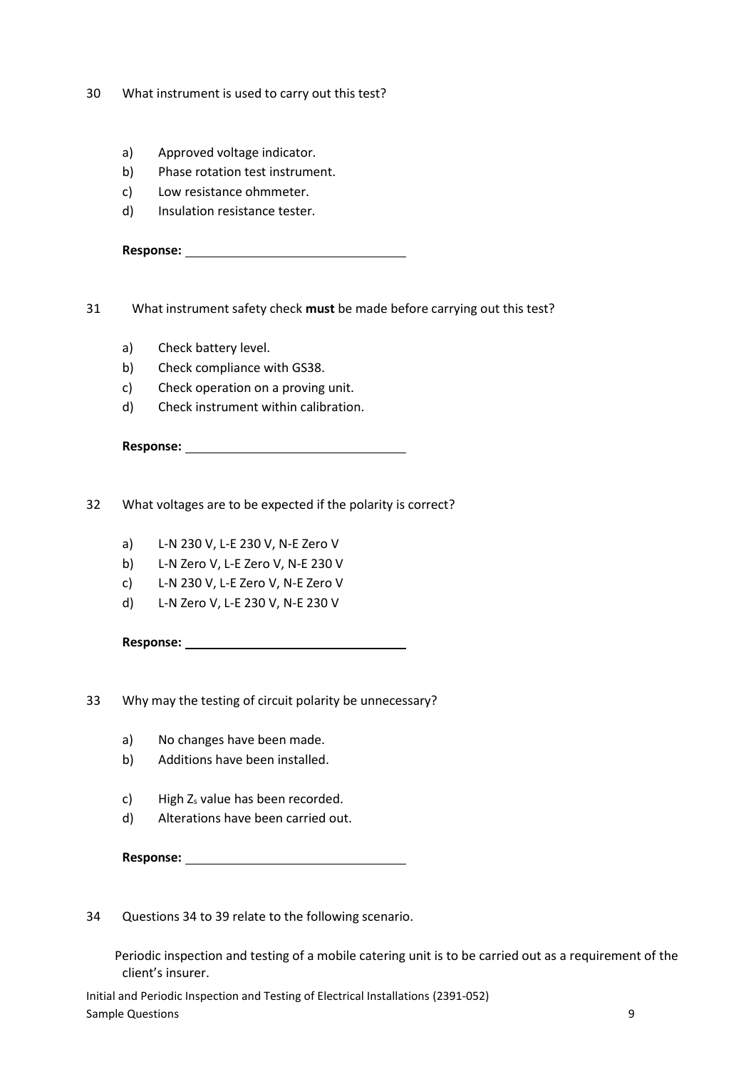30 What instrument is used to carry out this test?

a) Approved voltage indicator.
b) Phase rotation test instrument.
c) Low resistance ohmmeter.
d) Insulation resistance tester.

**Response:** ______________________________

31 What instrument safety check **must** be made before carrying out this test?

a) Check battery level.
b) Check compliance with GS38.
c) Check operation on a proving unit.
d) Check instrument within calibration.

**Response:** ______________________________

32 What voltages are to be expected if the polarity is correct?

a) L-N 230 V, L-E 230 V, N-E Zero V
b) L-N Zero V, L-E Zero V, N-E 230 V
c) L-N 230 V, L-E Zero V, N-E Zero V
d) L-N Zero V, L-E 230 V, N-E 230 V

**Response:** ______________________________

33 Why may the testing of circuit polarity be unnecessary?

a) No changes have been made.
b) Additions have been installed.
c) High $Z_s$ value has been recorded.
d) Alterations have been carried out.

**Response:** ______________________________

34 Questions 34 to 39 relate to the following scenario.

Periodic inspection and testing of a mobile catering unit is to be carried out as a requirement of the client's insurer.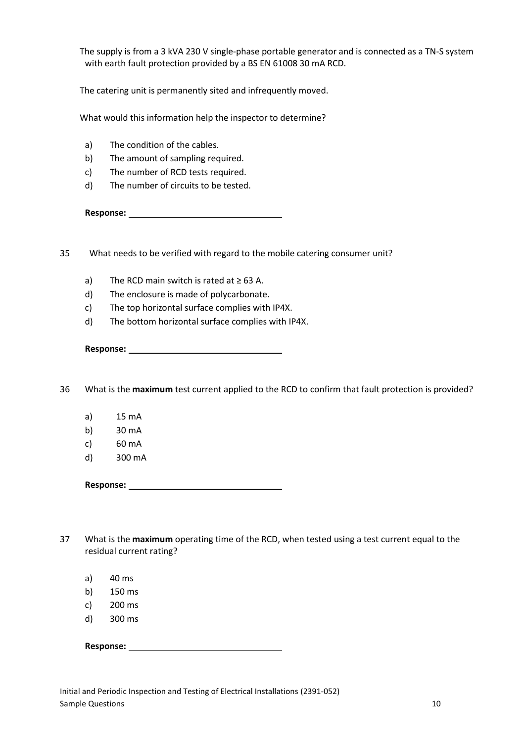The supply is from a 3 kVA 230 V single-phase portable generator and is connected as a TN-S system with earth fault protection provided by a BS EN 61008 30 mA RCD.

The catering unit is permanently sited and infrequently moved.

What would this information help the inspector to determine?

a) The condition of the cables.
b) The amount of sampling required.
c) The number of RCD tests required.
d) The number of circuits to be tested.

**Response:** ________________________________

35 What needs to be verified with regard to the mobile catering consumer unit?

a) The RCD main switch is rated at ≥ 63 A.
d) The enclosure is made of polycarbonate.
c) The top horizontal surface complies with IP4X.
d) The bottom horizontal surface complies with IP4X.

**Response:** ________________________________

36 What is the **maximum** test current applied to the RCD to confirm that fault protection is provided?

a) 15 mA
b) 30 mA
c) 60 mA
d) 300 mA

**Response:** ________________________________

37 What is the **maximum** operating time of the RCD, when tested using a test current equal to the residual current rating?

a) 40 ms
b) 150 ms
c) 200 ms
d) 300 ms

**Response:** ________________________________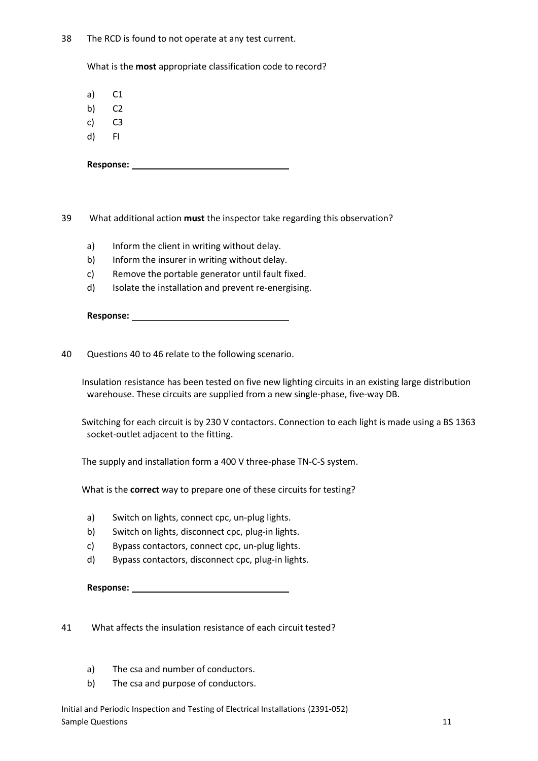38 The RCD is found to not operate at any test current.

What is the **most** appropriate classification code to record?

a) C1
b) C2
c) C3
d) FI

**Response:** ______________________________

39 What additional action **must** the inspector take regarding this observation?

a) Inform the client in writing without delay.
b) Inform the insurer in writing without delay.
c) Remove the portable generator until fault fixed.
d) Isolate the installation and prevent re-energising.

**Response:** ______________________________

40 Questions 40 to 46 relate to the following scenario.

Insulation resistance has been tested on five new lighting circuits in an existing large distribution warehouse. These circuits are supplied from a new single-phase, five-way DB.

Switching for each circuit is by 230 V contactors. Connection to each light is made using a BS 1363 socket-outlet adjacent to the fitting.

The supply and installation form a 400 V three-phase TN-C-S system.

What is the **correct** way to prepare one of these circuits for testing?

a) Switch on lights, connect cpc, un-plug lights.
b) Switch on lights, disconnect cpc, plug-in lights.
c) Bypass contactors, connect cpc, un-plug lights.
d) Bypass contactors, disconnect cpc, plug-in lights.

**Response:** ______________________________

41 What affects the insulation resistance of each circuit tested?

a) The csa and number of conductors.
b) The csa and purpose of conductors.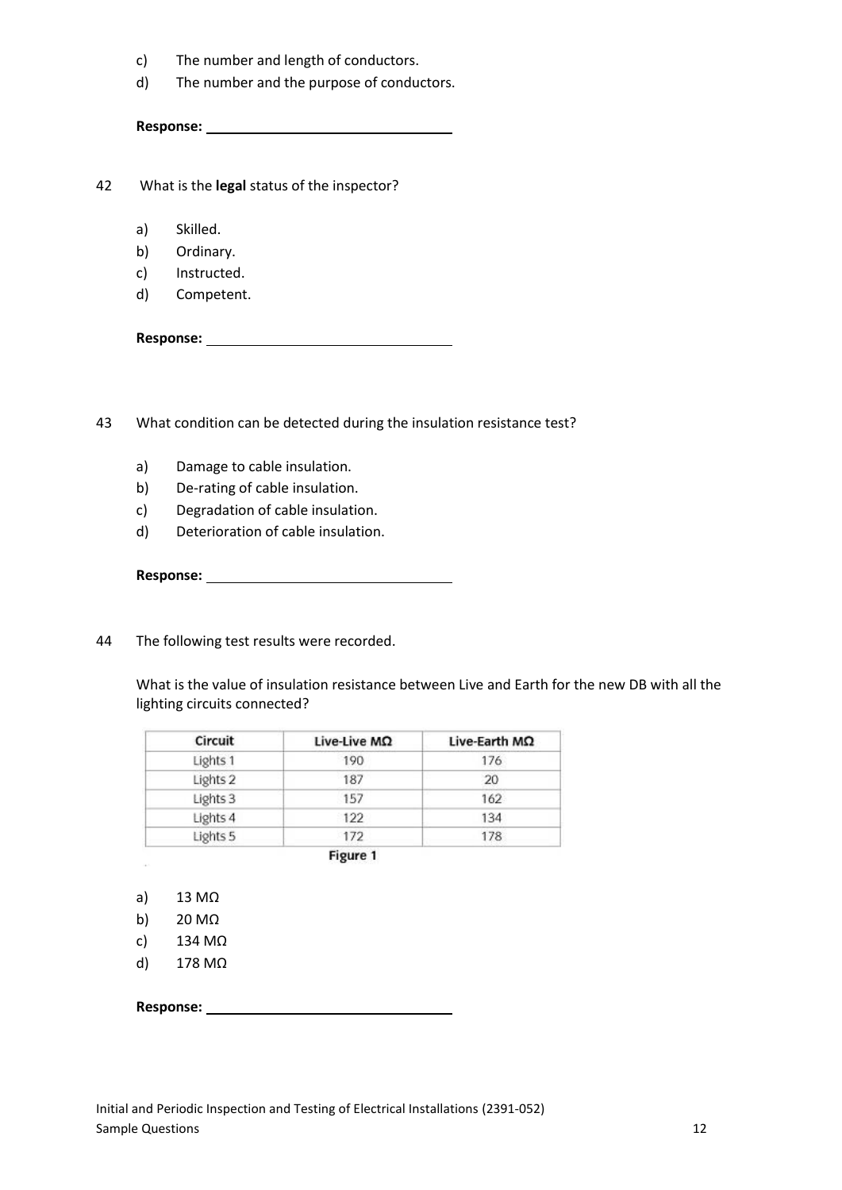c) The number and length of conductors.

d) The number and the purpose of conductors.

**Response:** ________________________________

42 What is the **legal** status of the inspector?

a) Skilled.

b) Ordinary.

c) Instructed.

d) Competent.

**Response:** ________________________________

43 What condition can be detected during the insulation resistance test?

a) Damage to cable insulation.

b) De-rating of cable insulation.

c) Degradation of cable insulation.

d) Deterioration of cable insulation.

**Response:** ________________________________

44 The following test results were recorded.

What is the value of insulation resistance between Live and Earth for the new DB with all the lighting circuits connected?

| Circuit | Live-Live MΩ | Live-Earth MΩ |
|---|---|---|
| Lights 1 | 190 | 176 |
| Lights 2 | 187 | 20 |
| Lights 3 | 157 | 162 |
| Lights 4 | 122 | 134 |
| Lights 5 | 172 | 178 |

**Figure 1**

a) 13 MΩ

b) 20 MΩ

c) 134 MΩ

d) 178 MΩ

**Response:** ________________________________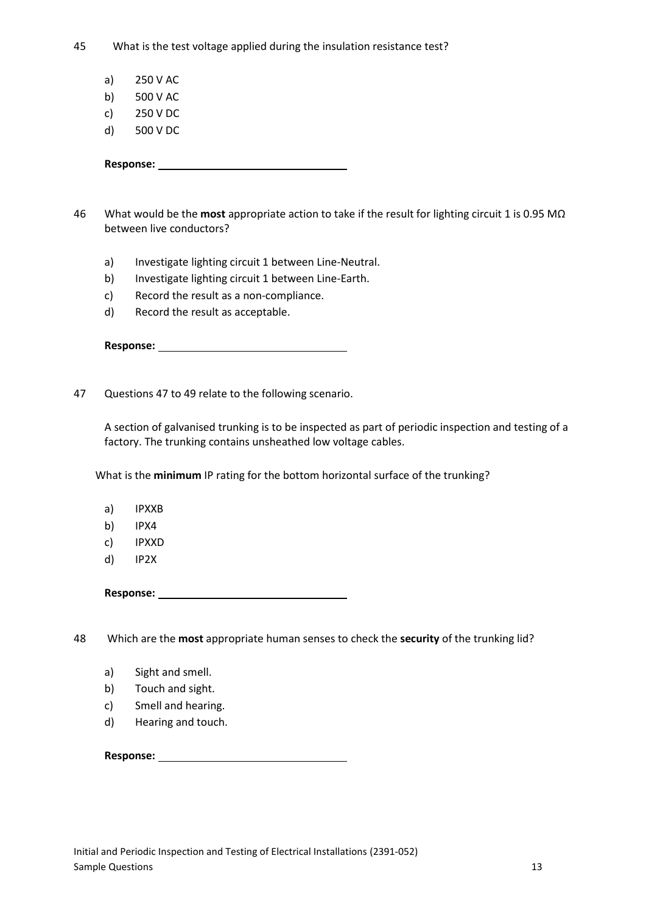45 What is the test voltage applied during the insulation resistance test?

a) 250 V AC
b) 500 V AC
c) 250 V DC
d) 500 V DC

**Response:** ____________________

46 What would be the **most** appropriate action to take if the result for lighting circuit 1 is 0.95 MΩ between live conductors?

a) Investigate lighting circuit 1 between Line-Neutral.
b) Investigate lighting circuit 1 between Line-Earth.
c) Record the result as a non-compliance.
d) Record the result as acceptable.

**Response:** ____________________

47 Questions 47 to 49 relate to the following scenario.

A section of galvanised trunking is to be inspected as part of periodic inspection and testing of a factory. The trunking contains unsheathed low voltage cables.

What is the **minimum** IP rating for the bottom horizontal surface of the trunking?

a) IPXXB
b) IPX4
c) IPXXD
d) IP2X

**Response:** ____________________

48 Which are the **most** appropriate human senses to check the **security** of the trunking lid?

a) Sight and smell.
b) Touch and sight.
c) Smell and hearing.
d) Hearing and touch.

**Response:** ____________________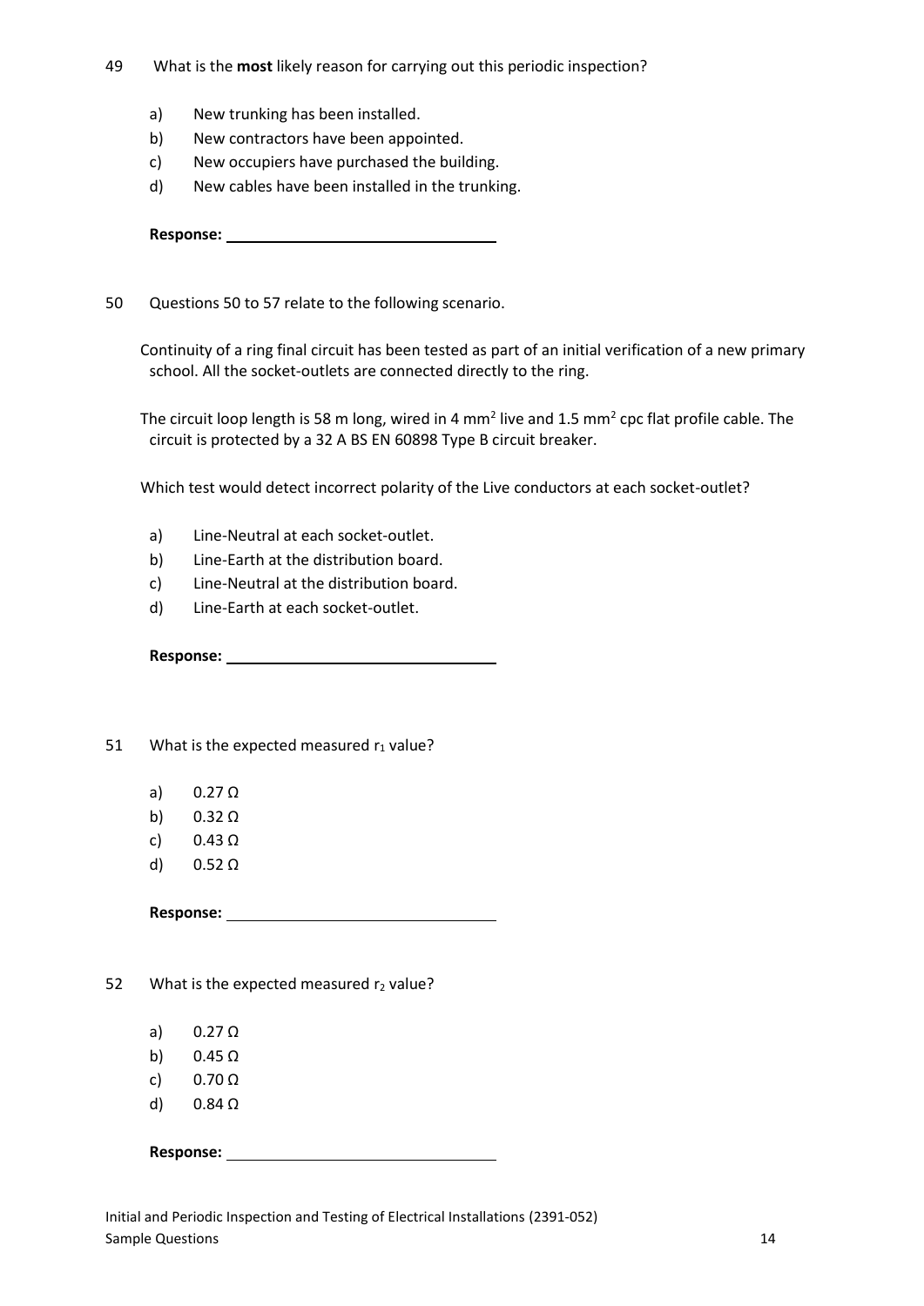49 What is the **most** likely reason for carrying out this periodic inspection?

a) New trunking has been installed.
b) New contractors have been appointed.
c) New occupiers have purchased the building.
d) New cables have been installed in the trunking.

**Response:** ______________________________

50 Questions 50 to 57 relate to the following scenario.

Continuity of a ring final circuit has been tested as part of an initial verification of a new primary school. All the socket-outlets are connected directly to the ring.

The circuit loop length is 58 m long, wired in 4 mm² live and 1.5 mm² cpc flat profile cable. The circuit is protected by a 32 A BS EN 60898 Type B circuit breaker.

Which test would detect incorrect polarity of the Live conductors at each socket-outlet?

a) Line-Neutral at each socket-outlet.
b) Line-Earth at the distribution board.
c) Line-Neutral at the distribution board.
d) Line-Earth at each socket-outlet.

**Response:** ______________________________

51 What is the expected measured $r_1$ value?

a) 0.27 Ω
b) 0.32 Ω
c) 0.43 Ω
d) 0.52 Ω

**Response:** ______________________________

52 What is the expected measured $r_2$ value?

a) 0.27 Ω
b) 0.45 Ω
c) 0.70 Ω
d) 0.84 Ω

**Response:** ______________________________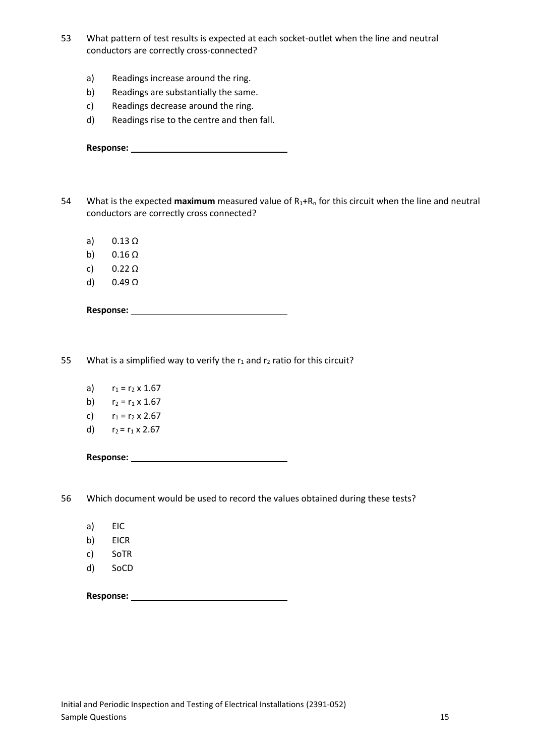53 What pattern of test results is expected at each socket-outlet when the line and neutral conductors are correctly cross-connected?

a) Readings increase around the ring.
b) Readings are substantially the same.
c) Readings decrease around the ring.
d) Readings rise to the centre and then fall.

**Response:** ______________________________

54 What is the expected **maximum** measured value of $R_1$+$R_n$ for this circuit when the line and neutral conductors are correctly cross connected?

a) 0.13 Ω
b) 0.16 Ω
c) 0.22 Ω
d) 0.49 Ω

**Response:** ______________________________

55 What is a simplified way to verify the $r_1$ and $r_2$ ratio for this circuit?

a) $r_1 = r_2 \times 1.67$
b) $r_2 = r_1 \times 1.67$
c) $r_1 = r_2 \times 2.67$
d) $r_2 = r_1 \times 2.67$

**Response:** ______________________________

56 Which document would be used to record the values obtained during these tests?

a) EIC
b) EICR
c) SoTR
d) SoCD

**Response:** ______________________________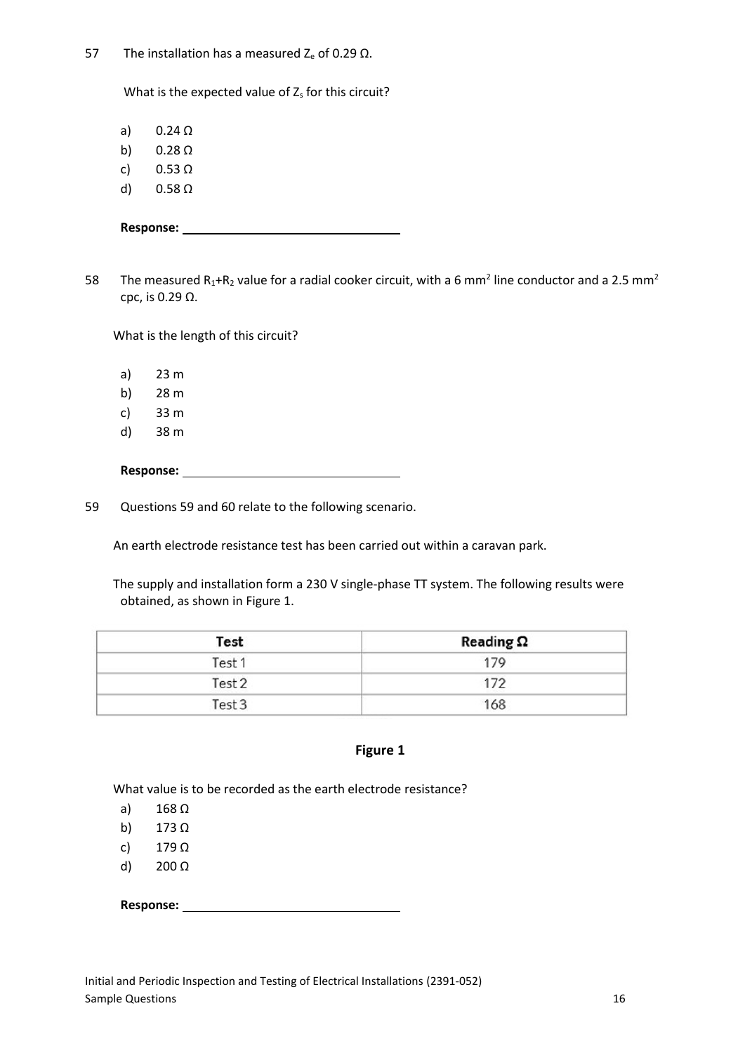57 The installation has a measured $Z_e$ of 0.29 Ω.

What is the expected value of $Z_s$ for this circuit?

a) 0.24 Ω
b) 0.28 Ω
c) 0.53 Ω
d) 0.58 Ω

**Response:** ________________________________

58 The measured $R_1$+$R_2$ value for a radial cooker circuit, with a 6 mm$^2$ line conductor and a 2.5 mm$^2$ cpc, is 0.29 Ω.

What is the length of this circuit?

a) 23 m
b) 28 m
c) 33 m
d) 38 m

**Response:** ________________________________

59 Questions 59 and 60 relate to the following scenario.

An earth electrode resistance test has been carried out within a caravan park.

The supply and installation form a 230 V single-phase TT system. The following results were obtained, as shown in Figure 1.

| Test | Reading Ω |
|---|---|
| Test 1 | 179 |
| Test 2 | 172 |
| Test 3 | 168 |

**Figure 1**

What value is to be recorded as the earth electrode resistance?

a) 168 Ω
b) 173 Ω
c) 179 Ω
d) 200 Ω

**Response:** ________________________________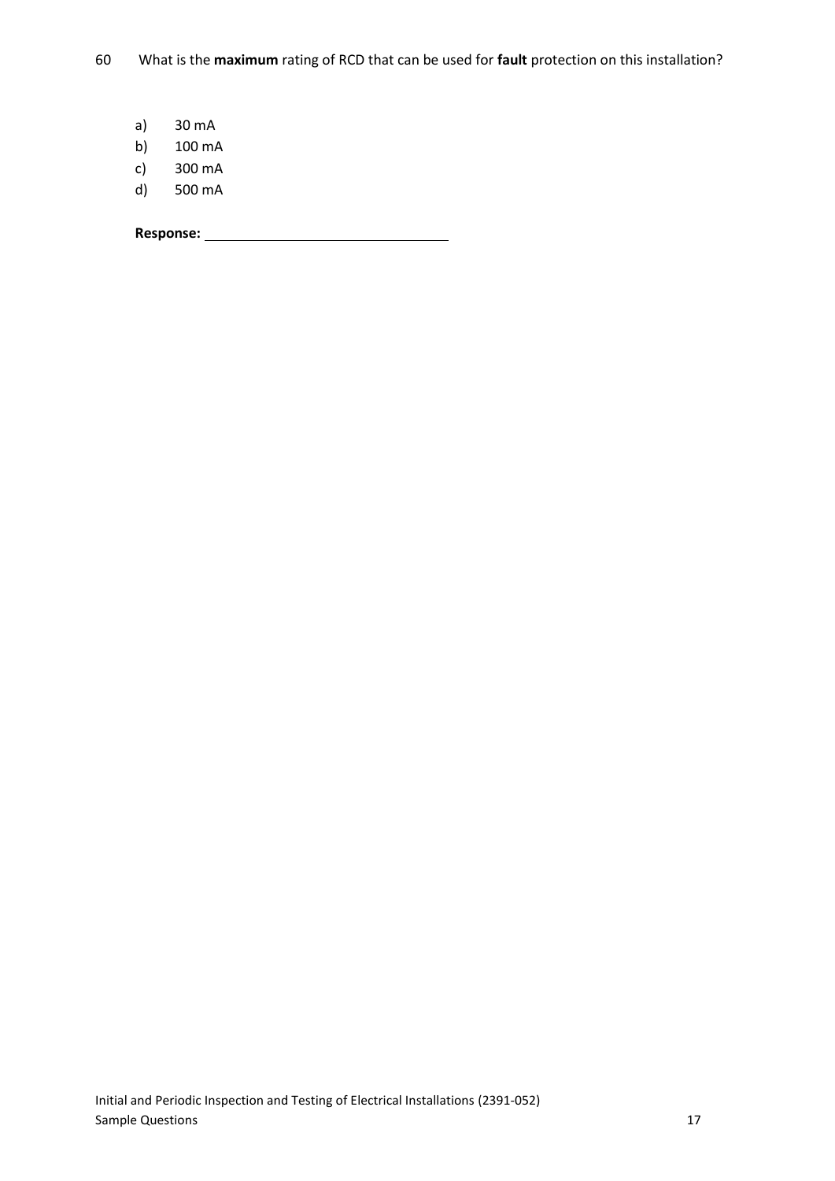60 What is the **maximum** rating of RCD that can be used for **fault** protection on this installation?

a) 30 mA
b) 100 mA
c) 300 mA
d) 500 mA

**Response:** ______________________________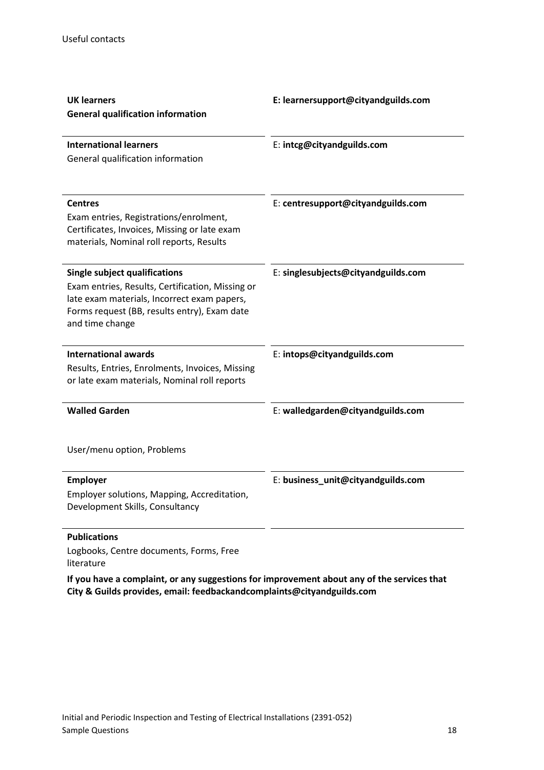Useful contacts

| | |
|---|---|
| **UK learners**<br>**General qualification information** | **E: learnersupport@cityandguilds.com** |
| **International learners**<br>General qualification information | E: **intcg@cityandguilds.com** |
| **Centres**<br>Exam entries, Registrations/enrolment, Certificates, Invoices, Missing or late exam materials, Nominal roll reports, Results | E: **centresupport@cityandguilds.com** |
| **Single subject qualifications**<br>Exam entries, Results, Certification, Missing or late exam materials, Incorrect exam papers, Forms request (BB, results entry), Exam date and time change | E: **singlesubjects@cityandguilds.com** |
| **International awards**<br>Results, Entries, Enrolments, Invoices, Missing or late exam materials, Nominal roll reports | E: **intops@cityandguilds.com** |
| **Walled Garden**<br>User/menu option, Problems | E: **walledgarden@cityandguilds.com** |
| **Employer**<br>Employer solutions, Mapping, Accreditation, Development Skills, Consultancy | E: **business_unit@cityandguilds.com** |
| **Publications**<br>Logbooks, Centre documents, Forms, Free literature | |

**If you have a complaint, or any suggestions for improvement about any of the services that City & Guilds provides, email: feedbackandcomplaints@cityandguilds.com**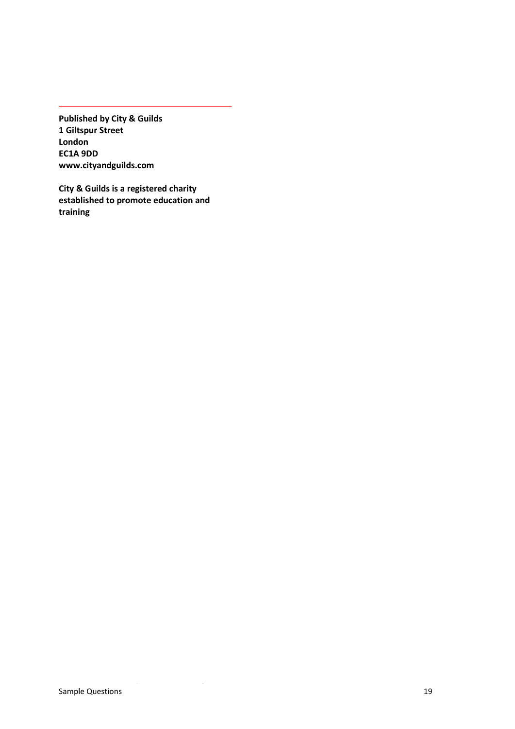**Published by City & Guilds**
**1 Giltspur Street**
**London**
**EC1A 9DD**
**www.cityandguilds.com**

**City & Guilds is a registered charity established to promote education and training**